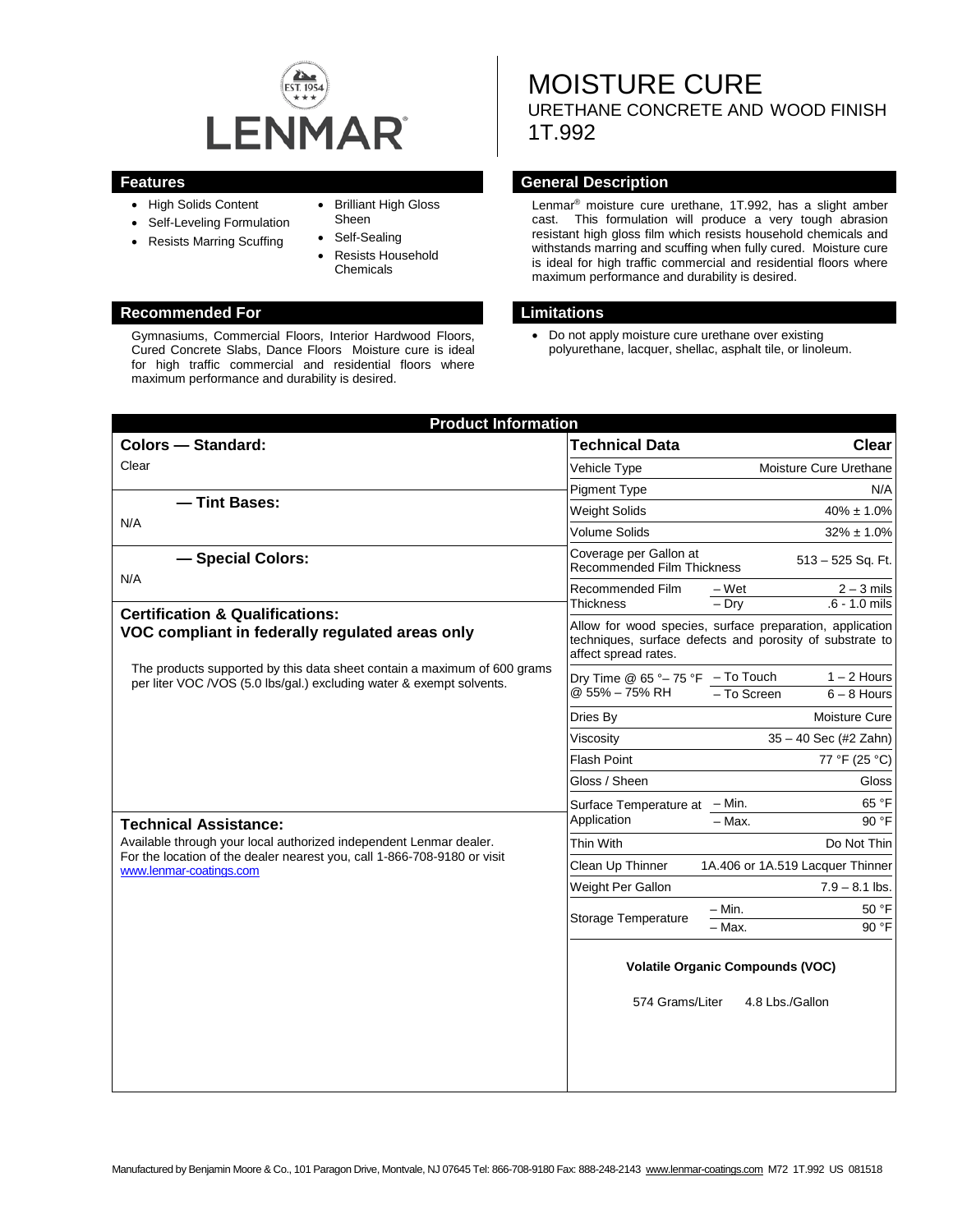LENMAR

EST. 1954

# MOISTURE CURE

## URETHANE CONCRETE AND WOOD FINISH

## 1T.992

## Features

- High Solids Content
- Self-Leveling Formulation
- Resists Marring Scuffing
- Brilliant High Gloss Sheen
- Self-Sealing
- Resists Household Chemicals

## General Description

Lenmar® moisture cure urethane, 1T.992, has a slight amber cast. This formulation will produce a very tough abrasion resistant high gloss film which resists household chemicals and withstands marring and scuffing when fully cured. Moisture cure is ideal for high traffic commercial and residential floors where maximum performance and durability is desired.

## Recommended For

Gymnasiums, Commercial Floors, Interior Hardwood Floors, Cured Concrete Slabs, Dance Floors Moisture cure is ideal for high traffic commercial and residential floors where maximum performance and durability is desired.

## Limitations

- Do not apply moisture cure urethane over existing polyurethane, lacquer, shellac, asphalt tile, or linoleum.

## Product Information

### Colors — Standard:

Clear

### — Tint Bases:

N/A

### — Special Colors:

N/A

### Certification & Qualifications:

**VOC compliant in federally regulated areas only**

The products supported by this data sheet contain a maximum of 600 grams per liter VOC /VOS (5.0 lbs/gal.) excluding water & exempt solvents.

### Technical Assistance:

Available through your local authorized independent Lenmar dealer. For the location of the dealer nearest you, call 1-866-708-9180 or visit www.lenmar-coatings.com

| Technical Data | | Clear |
|---|---|---|
| Vehicle Type | | Moisture Cure Urethane |
| Pigment Type | | N/A |
| Weight Solids | | 40% ± 1.0% |
| Volume Solids | | 32% ± 1.0% |
| Coverage per Gallon at Recommended Film Thickness | | 513 – 525 Sq. Ft. |
| Recommended Film Thickness | – Wet | 2 – 3 mils |
| | – Dry | .6 - 1.0 mils |
| Allow for wood species, surface preparation, application techniques, surface defects and porosity of substrate to affect spread rates. | | |
| Dry Time @ 65 °– 75 °F @ 55% – 75% RH | – To Touch | 1 – 2 Hours |
| | – To Screen | 6 – 8 Hours |
| Dries By | | Moisture Cure |
| Viscosity | | 35 – 40 Sec (#2 Zahn) |
| Flash Point | | 77 °F (25 °C) |
| Gloss / Sheen | | Gloss |
| Surface Temperature at Application | – Min. | 65 °F |
| | – Max. | 90 °F |
| Thin With | | Do Not Thin |
| Clean Up Thinner | | 1A.406 or 1A.519 Lacquer Thinner |
| Weight Per Gallon | | 7.9 – 8.1 lbs. |
| Storage Temperature | – Min. | 50 °F |
| | – Max. | 90 °F |

**Volatile Organic Compounds (VOC)**

574 Grams/Liter 4.8 Lbs./Gallon

Manufactured by Benjamin Moore & Co., 101 Paragon Drive, Montvale, NJ 07645 Tel: 866-708-9180 Fax: 888-248-2143 www.lenmar-coatings.com M72 1T.992 US 081518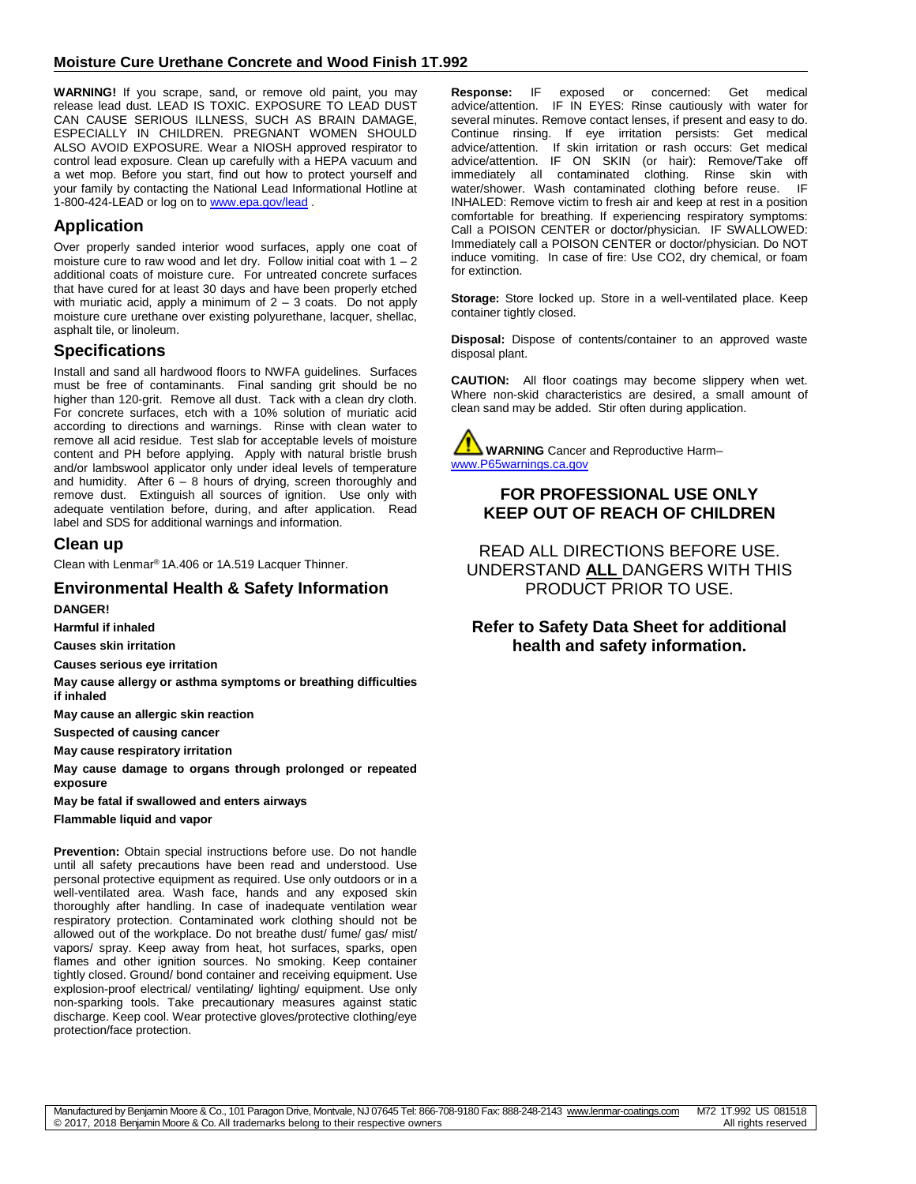## Moisture Cure Urethane Concrete and Wood Finish 1T.992

**WARNING!** If you scrape, sand, or remove old paint, you may release lead dust. LEAD IS TOXIC. EXPOSURE TO LEAD DUST CAN CAUSE SERIOUS ILLNESS, SUCH AS BRAIN DAMAGE, ESPECIALLY IN CHILDREN. PREGNANT WOMEN SHOULD ALSO AVOID EXPOSURE. Wear a NIOSH approved respirator to control lead exposure. Clean up carefully with a HEPA vacuum and a wet mop. Before you start, find out how to protect yourself and your family by contacting the National Lead Informational Hotline at 1-800-424-LEAD or log on to www.epa.gov/lead .

### Application

Over properly sanded interior wood surfaces, apply one coat of moisture cure to raw wood and let dry. Follow initial coat with 1 – 2 additional coats of moisture cure. For untreated concrete surfaces that have cured for at least 30 days and have been properly etched with muriatic acid, apply a minimum of 2 – 3 coats. Do not apply moisture cure urethane over existing polyurethane, lacquer, shellac, asphalt tile, or linoleum.

### Specifications

Install and sand all hardwood floors to NWFA guidelines. Surfaces must be free of contaminants. Final sanding grit should be no higher than 120-grit. Remove all dust. Tack with a clean dry cloth. For concrete surfaces, etch with a 10% solution of muriatic acid according to directions and warnings. Rinse with clean water to remove all acid residue. Test slab for acceptable levels of moisture content and PH before applying. Apply with natural bristle brush and/or lambswool applicator only under ideal levels of temperature and humidity. After 6 – 8 hours of drying, screen thoroughly and remove dust. Extinguish all sources of ignition. Use only with adequate ventilation before, during, and after application. Read label and SDS for additional warnings and information.

### Clean up

Clean with Lenmar® 1A.406 or 1A.519 Lacquer Thinner.

### Environmental Health & Safety Information

**DANGER!**

**Harmful if inhaled**

**Causes skin irritation**

**Causes serious eye irritation**

**May cause allergy or asthma symptoms or breathing difficulties if inhaled**

**May cause an allergic skin reaction**

**Suspected of causing cancer**

**May cause respiratory irritation**

**May cause damage to organs through prolonged or repeated exposure**

**May be fatal if swallowed and enters airways**

**Flammable liquid and vapor**

**Prevention:** Obtain special instructions before use. Do not handle until all safety precautions have been read and understood. Use personal protective equipment as required. Use only outdoors or in a well-ventilated area. Wash face, hands and any exposed skin thoroughly after handling. In case of inadequate ventilation wear respiratory protection. Contaminated work clothing should not be allowed out of the workplace. Do not breathe dust/ fume/ gas/ mist/ vapors/ spray. Keep away from heat, hot surfaces, sparks, open flames and other ignition sources. No smoking. Keep container tightly closed. Ground/ bond container and receiving equipment. Use explosion-proof electrical/ ventilating/ lighting/ equipment. Use only non-sparking tools. Take precautionary measures against static discharge. Keep cool. Wear protective gloves/protective clothing/eye protection/face protection.

**Response:** IF exposed or concerned: Get medical advice/attention. IF IN EYES: Rinse cautiously with water for several minutes. Remove contact lenses, if present and easy to do. Continue rinsing. If eye irritation persists: Get medical advice/attention. If skin irritation or rash occurs: Get medical advice/attention. IF ON SKIN (or hair): Remove/Take off immediately all contaminated clothing. Rinse skin with water/shower. Wash contaminated clothing before reuse. IF INHALED: Remove victim to fresh air and keep at rest in a position comfortable for breathing. If experiencing respiratory symptoms: Call a POISON CENTER or doctor/physician. IF SWALLOWED: Immediately call a POISON CENTER or doctor/physician. Do NOT induce vomiting. In case of fire: Use CO2, dry chemical, or foam for extinction.

**Storage:** Store locked up. Store in a well-ventilated place. Keep container tightly closed.

**Disposal:** Dispose of contents/container to an approved waste disposal plant.

**CAUTION:** All floor coatings may become slippery when wet. Where non-skid characteristics are desired, a small amount of clean sand may be added. Stir often during application.

**WARNING** Cancer and Reproductive Harm– www.P65warnings.ca.gov

**FOR PROFESSIONAL USE ONLY**
**KEEP OUT OF REACH OF CHILDREN**

READ ALL DIRECTIONS BEFORE USE. UNDERSTAND **ALL** DANGERS WITH THIS PRODUCT PRIOR TO USE.

**Refer to Safety Data Sheet for additional health and safety information.**

Manufactured by Benjamin Moore & Co., 101 Paragon Drive, Montvale, NJ 07645 Tel: 866-708-9180 Fax: 888-248-2143 www.lenmar-coatings.com M72 1T.992 US 081518
© 2017, 2018 Benjamin Moore & Co. All trademarks belong to their respective owners All rights reserved